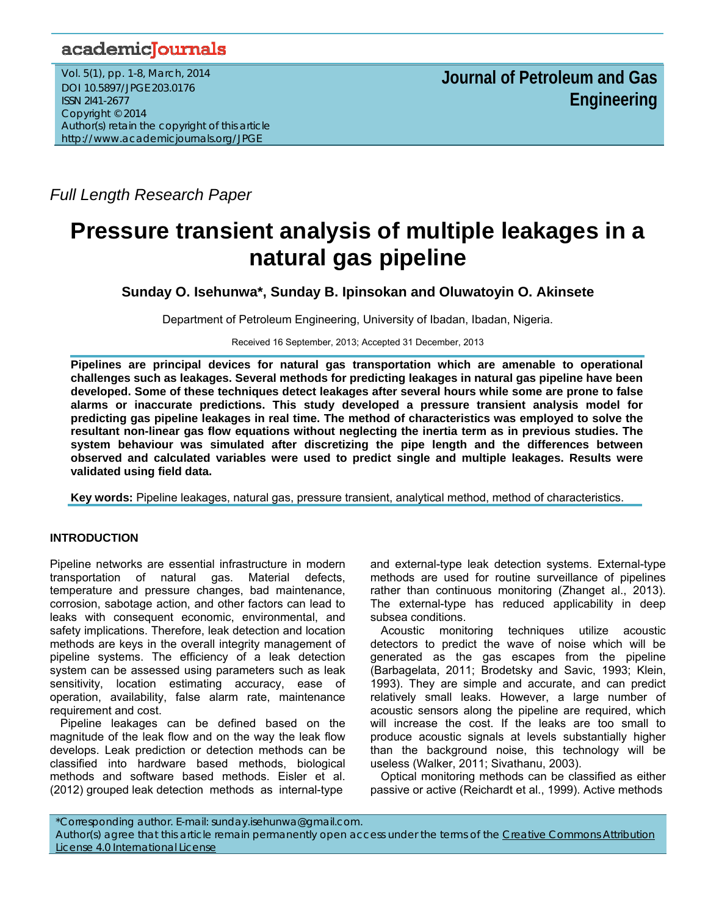*Full Length Research Paper*

# Pressure transient analysis of multiple leakages in a natural gas pipeline

**Sunday O. Isehunwa\*, Sunday B. Ipinsokan and Oluwatoyin O. Akinsete**

Department of Petroleum Engineering, University of Ibadan, Ibadan, Nigeria.

Received 16 September, 2013; Accepted 31 December, 2013

**Pipelines are principal devices for natural gas transportation which are amenable to operational challenges such as leakages. Several methods for predicting leakages in natural gas pipeline have been developed. Some of these techniques detect leakages after several hours while some are prone to false alarms or inaccurate predictions. This study developed a pressure transient analysis model for predicting gas pipeline leakages in real time. The method of characteristics was employed to solve the resultant non-linear gas flow equations without neglecting the inertia term as in previous studies. The system behaviour was simulated after discretizing the pipe length and the differences between observed and calculated variables were used to predict single and multiple leakages. Results were validated using field data.**

**Key words:** Pipeline leakages, natural gas, pressure transient, analytical method, method of characteristics.

## INTRODUCTION

Pipeline networks are essential infrastructure in modern transportation of natural gas. Material defects, temperature and pressure changes, bad maintenance, corrosion, sabotage action, and other factors can lead to leaks with consequent economic, environmental, and safety implications. Therefore, leak detection and location methods are keys in the overall integrity management of pipeline systems. The efficiency of a leak detection system can be assessed using parameters such as leak sensitivity, location estimating accuracy, ease of operation, availability, false alarm rate, maintenance requirement and cost.

Pipeline leakages can be defined based on the magnitude of the leak flow and on the way the leak flow develops. Leak prediction or detection methods can be classified into hardware based methods, biological methods and software based methods. Eisler et al. (2012) grouped leak detection methods as internal-type and external-type leak detection systems. External-type methods are used for routine surveillance of pipelines rather than continuous monitoring (Zhanget al., 2013). The external-type has reduced applicability in deep subsea conditions.

Acoustic monitoring techniques utilize acoustic detectors to predict the wave of noise which will be generated as the gas escapes from the pipeline (Barbagelata, 2011; Brodetsky and Savic, 1993; Klein, 1993). They are simple and accurate, and can predict relatively small leaks. However, a large number of acoustic sensors along the pipeline are required, which will increase the cost. If the leaks are too small to produce acoustic signals at levels substantially higher than the background noise, this technology will be useless (Walker, 2011; Sivathanu, 2003).

Optical monitoring methods can be classified as either passive or active (Reichardt et al., 1999). Active methods

\*Corresponding author. E-mail: sunday.isehunwa@gmail.com.
Author(s) agree that this article remain permanently open access under the terms of the Creative Commons Attribution License 4.0 International License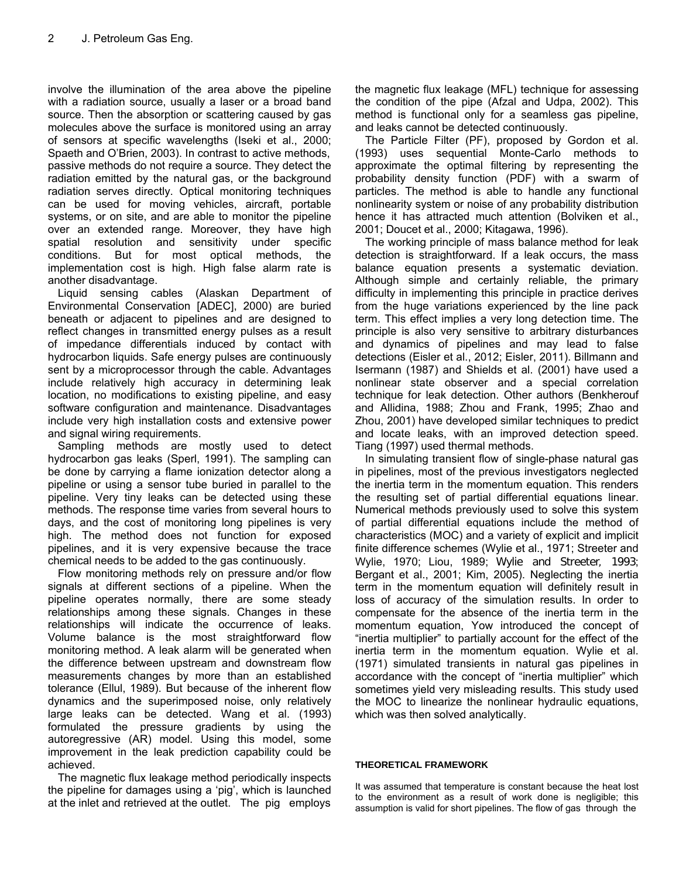involve the illumination of the area above the pipeline with a radiation source, usually a laser or a broad band source. Then the absorption or scattering caused by gas molecules above the surface is monitored using an array of sensors at specific wavelengths (Iseki et al., 2000; Spaeth and O'Brien, 2003). In contrast to active methods, passive methods do not require a source. They detect the radiation emitted by the natural gas, or the background radiation serves directly. Optical monitoring techniques can be used for moving vehicles, aircraft, portable systems, or on site, and are able to monitor the pipeline over an extended range. Moreover, they have high spatial resolution and sensitivity under specific conditions. But for most optical methods, the implementation cost is high. High false alarm rate is another disadvantage.

Liquid sensing cables (Alaskan Department of Environmental Conservation [ADEC], 2000) are buried beneath or adjacent to pipelines and are designed to reflect changes in transmitted energy pulses as a result of impedance differentials induced by contact with hydrocarbon liquids. Safe energy pulses are continuously sent by a microprocessor through the cable. Advantages include relatively high accuracy in determining leak location, no modifications to existing pipeline, and easy software configuration and maintenance. Disadvantages include very high installation costs and extensive power and signal wiring requirements.

Sampling methods are mostly used to detect hydrocarbon gas leaks (Sperl, 1991). The sampling can be done by carrying a flame ionization detector along a pipeline or using a sensor tube buried in parallel to the pipeline. Very tiny leaks can be detected using these methods. The response time varies from several hours to days, and the cost of monitoring long pipelines is very high. The method does not function for exposed pipelines, and it is very expensive because the trace chemical needs to be added to the gas continuously.

Flow monitoring methods rely on pressure and/or flow signals at different sections of a pipeline. When the pipeline operates normally, there are some steady relationships among these signals. Changes in these relationships will indicate the occurrence of leaks. Volume balance is the most straightforward flow monitoring method. A leak alarm will be generated when the difference between upstream and downstream flow measurements changes by more than an established tolerance (Ellul, 1989). But because of the inherent flow dynamics and the superimposed noise, only relatively large leaks can be detected. Wang et al. (1993) formulated the pressure gradients by using the autoregressive (AR) model. Using this model, some improvement in the leak prediction capability could be achieved.

The magnetic flux leakage method periodically inspects the pipeline for damages using a 'pig', which is launched at the inlet and retrieved at the outlet. The pig employs the magnetic flux leakage (MFL) technique for assessing the condition of the pipe (Afzal and Udpa, 2002). This method is functional only for a seamless gas pipeline, and leaks cannot be detected continuously.

The Particle Filter (PF), proposed by Gordon et al. (1993) uses sequential Monte-Carlo methods to approximate the optimal filtering by representing the probability density function (PDF) with a swarm of particles. The method is able to handle any functional nonlinearity system or noise of any probability distribution hence it has attracted much attention (Bolviken et al., 2001; Doucet et al., 2000; Kitagawa, 1996).

The working principle of mass balance method for leak detection is straightforward. If a leak occurs, the mass balance equation presents a systematic deviation. Although simple and certainly reliable, the primary difficulty in implementing this principle in practice derives from the huge variations experienced by the line pack term. This effect implies a very long detection time. The principle is also very sensitive to arbitrary disturbances and dynamics of pipelines and may lead to false detections (Eisler et al., 2012; Eisler, 2011). Billmann and Isermann (1987) and Shields et al. (2001) have used a nonlinear state observer and a special correlation technique for leak detection. Other authors (Benkherouf and Allidina, 1988; Zhou and Frank, 1995; Zhao and Zhou, 2001) have developed similar techniques to predict and locate leaks, with an improved detection speed. Tiang (1997) used thermal methods.

In simulating transient flow of single-phase natural gas in pipelines, most of the previous investigators neglected the inertia term in the momentum equation. This renders the resulting set of partial differential equations linear. Numerical methods previously used to solve this system of partial differential equations include the method of characteristics (MOC) and a variety of explicit and implicit finite difference schemes (Wylie et al., 1971; Streeter and Wylie, 1970; Liou, 1989; Wylie and Streeter, 1993; Bergant et al., 2001; Kim, 2005). Neglecting the inertia term in the momentum equation will definitely result in loss of accuracy of the simulation results. In order to compensate for the absence of the inertia term in the momentum equation, Yow introduced the concept of "inertia multiplier" to partially account for the effect of the inertia term in the momentum equation. Wylie et al. (1971) simulated transients in natural gas pipelines in accordance with the concept of "inertia multiplier" which sometimes yield very misleading results. This study used the MOC to linearize the nonlinear hydraulic equations, which was then solved analytically.

## THEORETICAL FRAMEWORK

It was assumed that temperature is constant because the heat lost to the environment as a result of work done is negligible; this assumption is valid for short pipelines. The flow of gas through the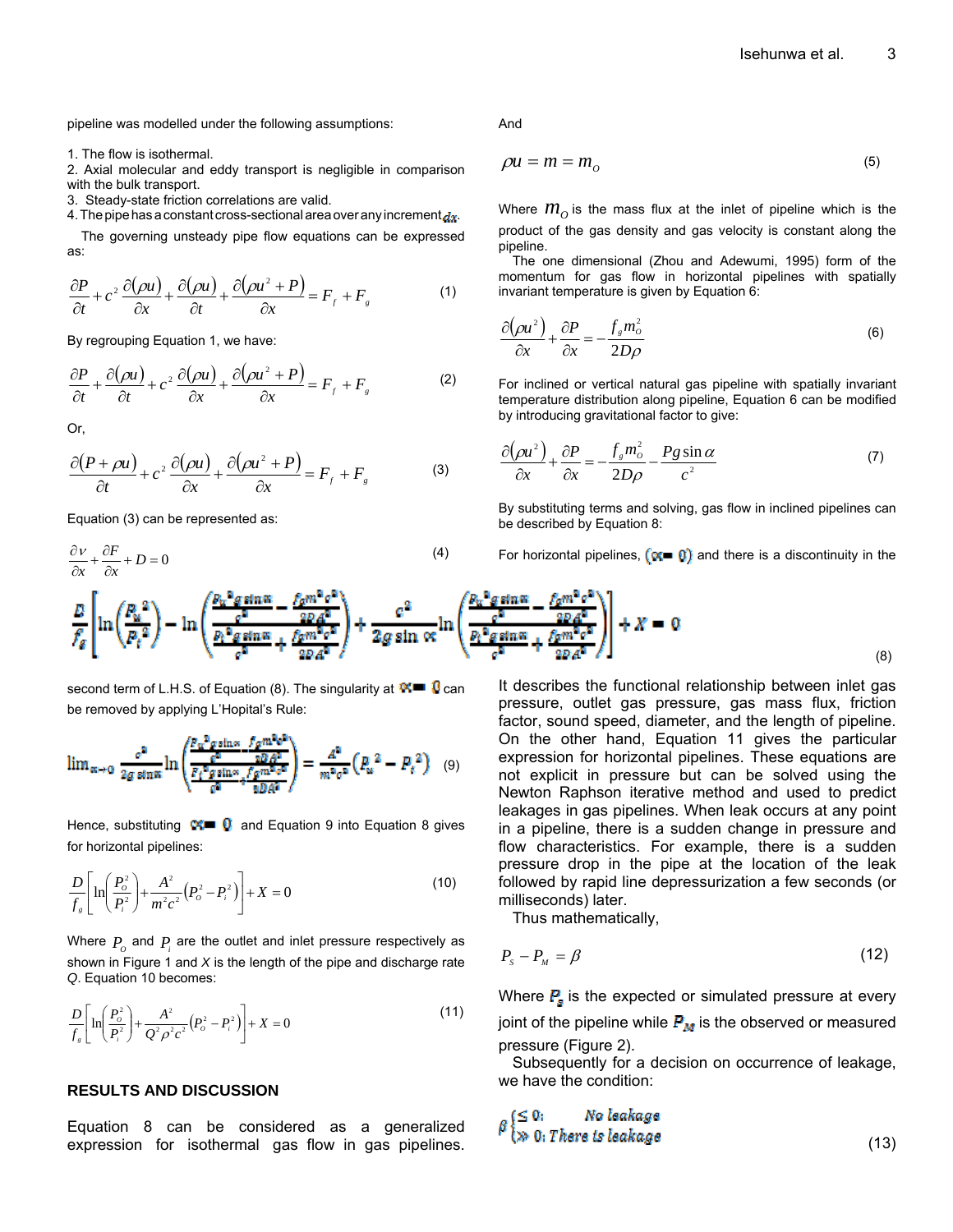pipeline was modelled under the following assumptions:

1. The flow is isothermal.
2. Axial molecular and eddy transport is negligible in comparison with the bulk transport.
3. Steady-state friction correlations are valid.
4. The pipe has a constant cross-sectional area over any increment $dx$.

The governing unsteady pipe flow equations can be expressed as:

$$\frac{\partial P}{\partial t} + c^2 \frac{\partial(\rho u)}{\partial x} + \frac{\partial(\rho u)}{\partial t} + \frac{\partial(\rho u^2 + P)}{\partial x} = F_f + F_g \quad (1)$$

By regrouping Equation 1, we have:

$$\frac{\partial P}{\partial t} + \frac{\partial(\rho u)}{\partial t} + c^2 \frac{\partial(\rho u)}{\partial x} + \frac{\partial(\rho u^2 + P)}{\partial x} = F_f + F_g \quad (2)$$

Or,

$$\frac{\partial(P + \rho u)}{\partial t} + c^2 \frac{\partial(\rho u)}{\partial x} + \frac{\partial(\rho u^2 + P)}{\partial x} = F_f + F_g \quad (3)$$

Equation (3) can be represented as:

$$\frac{\partial v}{\partial x} + \frac{\partial F}{\partial x} + D = 0 \quad (4)$$

And

$$\rho u = m = m_O \quad (5)$$

Where $m_O$ is the mass flux at the inlet of pipeline which is the product of the gas density and gas velocity is constant along the pipeline.

The one dimensional (Zhou and Adewumi, 1995) form of the momentum for gas flow in horizontal pipelines with spatially invariant temperature is given by Equation 6:

$$\frac{\partial(\rho u^2)}{\partial x} + \frac{\partial P}{\partial x} = -\frac{f_g m_O^2}{2D\rho} \quad (6)$$

For inclined or vertical natural gas pipeline with spatially invariant temperature distribution along pipeline, Equation 6 can be modified by introducing gravitational factor to give:

$$\frac{\partial(\rho u^2)}{\partial x} + \frac{\partial P}{\partial x} = -\frac{f_g m_O^2}{2D\rho} - \frac{Pg \sin\alpha}{c^2} \quad (7)$$

By substituting terms and solving, gas flow in inclined pipelines can be described by Equation 8:

$$\frac{D}{f_g}\left[\ln\left(\frac{P_o^2}{P_i^2}\right) - \ln\left(\frac{\frac{P_o^2 g \sin\alpha}{c^2} - \frac{f_g m^2 c^2}{2DA^2}}{\frac{P_i^2 g \sin\alpha}{c^2} + \frac{f_g m^2 c^2}{2DA^2}}\right) + \frac{c^2}{2g\sin\alpha}\ln\left(\frac{\frac{P_o^2 g \sin\alpha}{c^2} - \frac{f_g m^2 c^2}{2DA^2}}{\frac{P_i^2 g \sin\alpha}{c^2} + \frac{f_g m^2 c^2}{2DA^2}}\right)\right] + X = 0 \quad (8)$$

For horizontal pipelines, $(\alpha = 0)$ and there is a discontinuity in the second term of L.H.S. of Equation (8). The singularity at $\alpha = 0$ can be removed by applying L'Hopital's Rule:

$$\lim_{\alpha \to 0} \frac{c^2}{2g\sin\alpha}\ln\left(\frac{\frac{P_o^2 g \sin\alpha}{c^2} - \frac{f_g m^2 c^2}{2DA^2}}{\frac{P_i^2 g \sin\alpha}{c^2} + \frac{f_g m^2 c^2}{2DA^2}}\right) = \frac{A^2}{m^2 c^2}\left(P_o^2 - P_i^2\right) \quad (9)$$

Hence, substituting $\alpha = 0$ and Equation 9 into Equation 8 gives for horizontal pipelines:

$$\frac{D}{f_g}\left[\ln\left(\frac{P_O^2}{P_i^2}\right) + \frac{A^2}{m^2 c^2}\left(P_O^2 - P_i^2\right)\right] + X = 0 \quad (10)$$

Where $P_O$ and $P_i$ are the outlet and inlet pressure respectively as shown in Figure 1 and $X$ is the length of the pipe and discharge rate $Q$. Equation 10 becomes:

$$\frac{D}{f_g}\left[\ln\left(\frac{P_O^2}{P_i^2}\right) + \frac{A^2}{Q^2 \rho^2 c^2}\left(P_O^2 - P_i^2\right)\right] + X = 0 \quad (11)$$

## RESULTS AND DISCUSSION

Equation 8 can be considered as a generalized expression for isothermal gas flow in gas pipelines. It describes the functional relationship between inlet gas pressure, outlet gas pressure, gas mass flux, friction factor, sound speed, diameter, and the length of pipeline. On the other hand, Equation 11 gives the particular expression for horizontal pipelines. These equations are not explicit in pressure but can be solved using the Newton Raphson iterative method and used to predict leakages in gas pipelines. When leak occurs at any point in a pipeline, there is a sudden change in pressure and flow characteristics. For example, there is a sudden pressure drop in the pipe at the location of the leak followed by rapid line depressurization a few seconds (or milliseconds) later.

Thus mathematically,

$$P_S - P_M = \beta \quad (12)$$

Where $P_S$ is the expected or simulated pressure at every joint of the pipeline while $P_M$ is the observed or measured pressure (Figure 2).

Subsequently for a decision on occurrence of leakage, we have the condition:

$$\beta \begin{cases} \leq 0: & \text{No leakage} \\ \gg 0: & \text{There is leakage} \end{cases} \quad (13)$$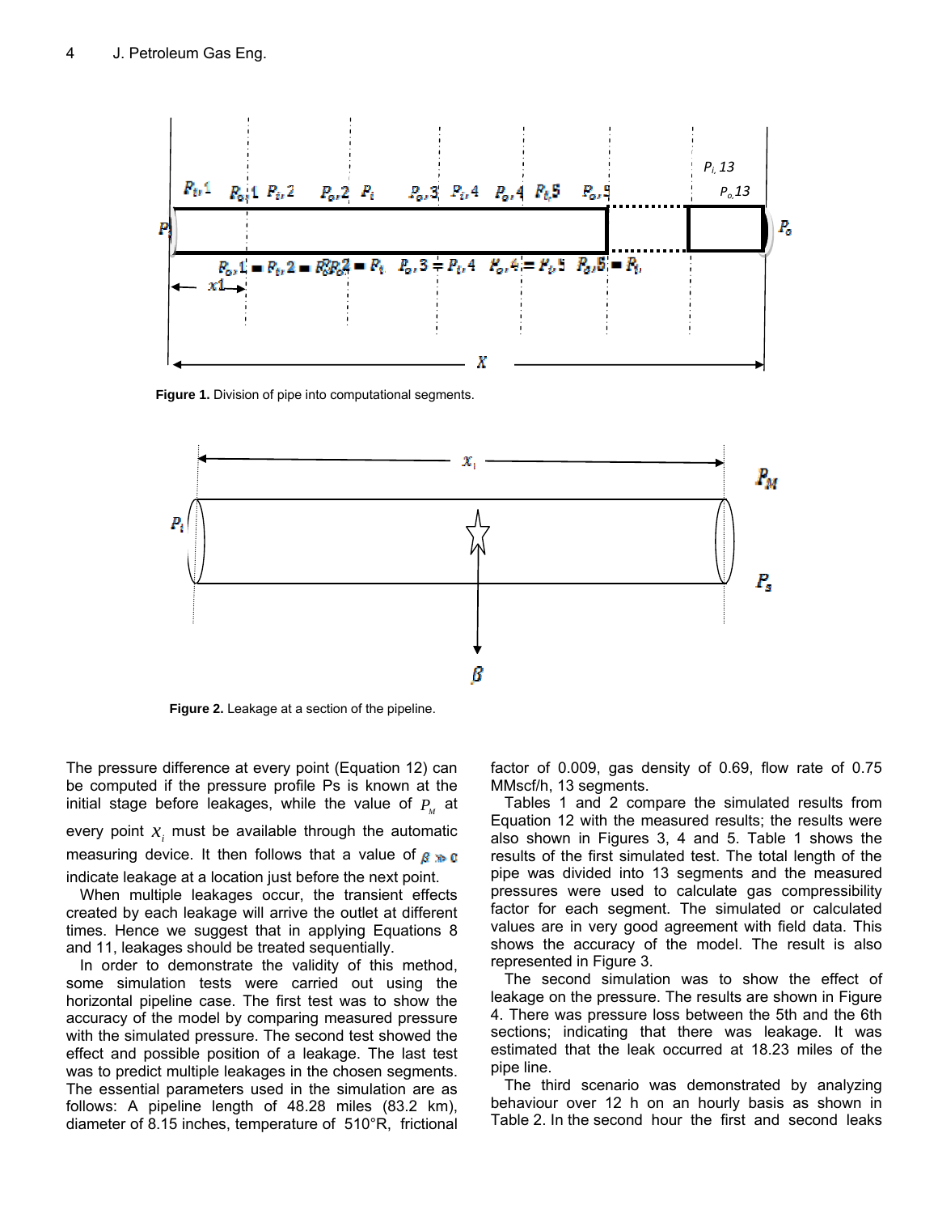Figure 1. Division of pipe into computational segments.

Figure 2. Leakage at a section of the pipeline.

The pressure difference at every point (Equation 12) can be computed if the pressure profile Ps is known at the initial stage before leakages, while the value of $P_M$ at every point $x_i$ must be available through the automatic measuring device. It then follows that a value of $\beta \gg 0$ indicate leakage at a location just before the next point.

When multiple leakages occur, the transient effects created by each leakage will arrive the outlet at different times. Hence we suggest that in applying Equations 8 and 11, leakages should be treated sequentially.

In order to demonstrate the validity of this method, some simulation tests were carried out using the horizontal pipeline case. The first test was to show the accuracy of the model by comparing measured pressure with the simulated pressure. The second test showed the effect and possible position of a leakage. The last test was to predict multiple leakages in the chosen segments. The essential parameters used in the simulation are as follows: A pipeline length of 48.28 miles (83.2 km), diameter of 8.15 inches, temperature of 510°R, frictional factor of 0.009, gas density of 0.69, flow rate of 0.75 MMscf/h, 13 segments.

Tables 1 and 2 compare the simulated results from Equation 12 with the measured results; the results were also shown in Figures 3, 4 and 5. Table 1 shows the results of the first simulated test. The total length of the pipe was divided into 13 segments and the measured pressures were used to calculate gas compressibility factor for each segment. The simulated or calculated values are in very good agreement with field data. This shows the accuracy of the model. The result is also represented in Figure 3.

The second simulation was to show the effect of leakage on the pressure. The results are shown in Figure 4. There was pressure loss between the 5th and the 6th sections; indicating that there was leakage. It was estimated that the leak occurred at 18.23 miles of the pipe line.

The third scenario was demonstrated by analyzing behaviour over 12 h on an hourly basis as shown in Table 2. In the second hour the first and second leaks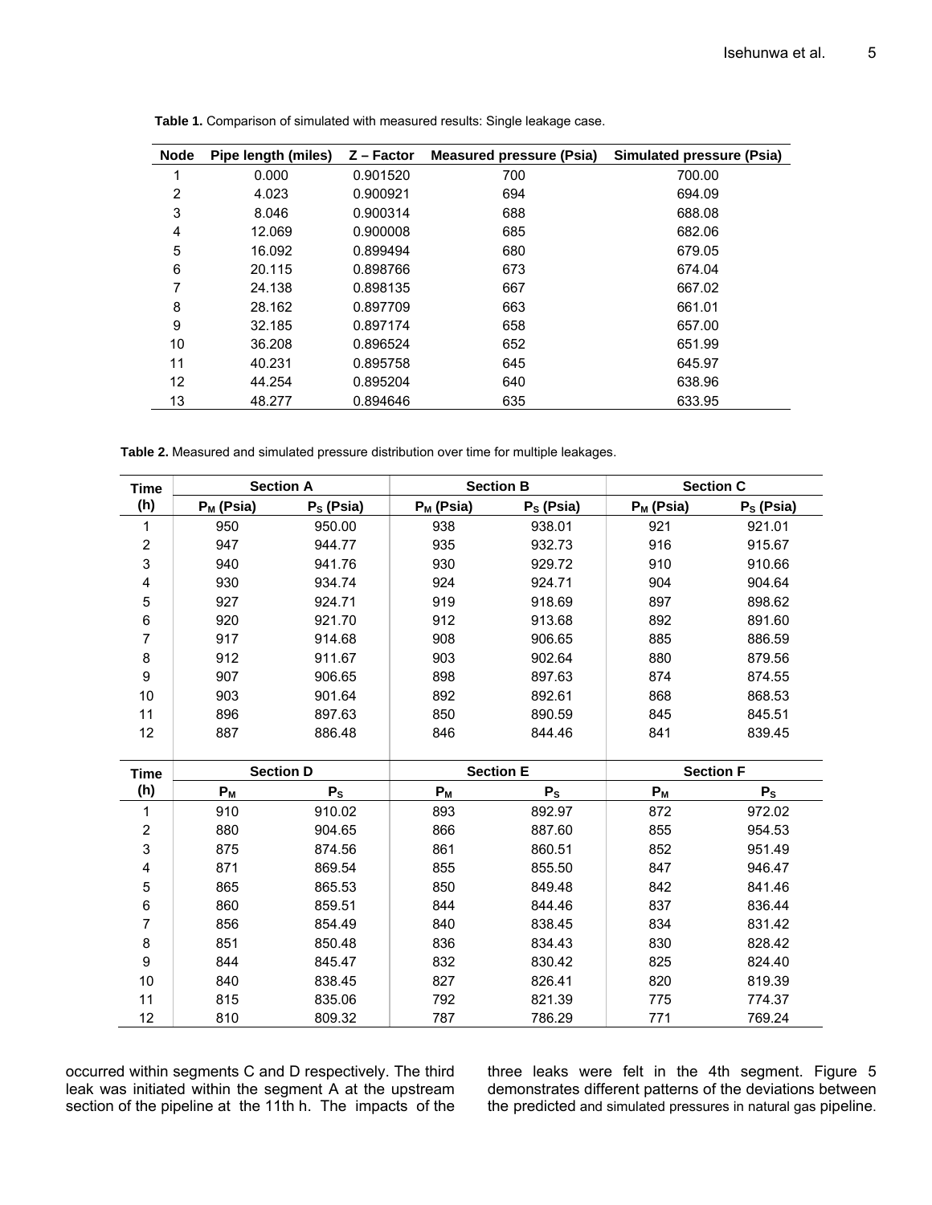**Table 1.** Comparison of simulated with measured results: Single leakage case.

| Node | Pipe length (miles) | Z – Factor | Measured pressure (Psia) | Simulated pressure (Psia) |
|---|---|---|---|---|
| 1 | 0.000 | 0.901520 | 700 | 700.00 |
| 2 | 4.023 | 0.900921 | 694 | 694.09 |
| 3 | 8.046 | 0.900314 | 688 | 688.08 |
| 4 | 12.069 | 0.900008 | 685 | 682.06 |
| 5 | 16.092 | 0.899494 | 680 | 679.05 |
| 6 | 20.115 | 0.898766 | 673 | 674.04 |
| 7 | 24.138 | 0.898135 | 667 | 667.02 |
| 8 | 28.162 | 0.897709 | 663 | 661.01 |
| 9 | 32.185 | 0.897174 | 658 | 657.00 |
| 10 | 36.208 | 0.896524 | 652 | 651.99 |
| 11 | 40.231 | 0.895758 | 645 | 645.97 |
| 12 | 44.254 | 0.895204 | 640 | 638.96 |
| 13 | 48.277 | 0.894646 | 635 | 633.95 |

**Table 2.** Measured and simulated pressure distribution over time for multiple leakages.

| Time (h) | Section A | | Section B | | Section C | |
|---|---|---|---|---|---|---|
| | $P_M$ (Psia) | $P_S$ (Psia) | $P_M$ (Psia) | $P_S$ (Psia) | $P_M$ (Psia) | $P_S$ (Psia) |
| 1 | 950 | 950.00 | 938 | 938.01 | 921 | 921.01 |
| 2 | 947 | 944.77 | 935 | 932.73 | 916 | 915.67 |
| 3 | 940 | 941.76 | 930 | 929.72 | 910 | 910.66 |
| 4 | 930 | 934.74 | 924 | 924.71 | 904 | 904.64 |
| 5 | 927 | 924.71 | 919 | 918.69 | 897 | 898.62 |
| 6 | 920 | 921.70 | 912 | 913.68 | 892 | 891.60 |
| 7 | 917 | 914.68 | 908 | 906.65 | 885 | 886.59 |
| 8 | 912 | 911.67 | 903 | 902.64 | 880 | 879.56 |
| 9 | 907 | 906.65 | 898 | 897.63 | 874 | 874.55 |
| 10 | 903 | 901.64 | 892 | 892.61 | 868 | 868.53 |
| 11 | 896 | 897.63 | 850 | 890.59 | 845 | 845.51 |
| 12 | 887 | 886.48 | 846 | 844.46 | 841 | 839.45 |

| Time (h) | Section D | | Section E | | Section F | |
|---|---|---|---|---|---|---|
| | $P_M$ | $P_S$ | $P_M$ | $P_S$ | $P_M$ | $P_S$ |
| 1 | 910 | 910.02 | 893 | 892.97 | 872 | 972.02 |
| 2 | 880 | 904.65 | 866 | 887.60 | 855 | 954.53 |
| 3 | 875 | 874.56 | 861 | 860.51 | 852 | 951.49 |
| 4 | 871 | 869.54 | 855 | 855.50 | 847 | 946.47 |
| 5 | 865 | 865.53 | 850 | 849.48 | 842 | 841.46 |
| 6 | 860 | 859.51 | 844 | 844.46 | 837 | 836.44 |
| 7 | 856 | 854.49 | 840 | 838.45 | 834 | 831.42 |
| 8 | 851 | 850.48 | 836 | 834.43 | 830 | 828.42 |
| 9 | 844 | 845.47 | 832 | 830.42 | 825 | 824.40 |
| 10 | 840 | 838.45 | 827 | 826.41 | 820 | 819.39 |
| 11 | 815 | 835.06 | 792 | 821.39 | 775 | 774.37 |
| 12 | 810 | 809.32 | 787 | 786.29 | 771 | 769.24 |

occurred within segments C and D respectively. The third leak was initiated within the segment A at the upstream section of the pipeline at the 11th h. The impacts of the three leaks were felt in the 4th segment. Figure 5 demonstrates different patterns of the deviations between the predicted and simulated pressures in natural gas pipeline.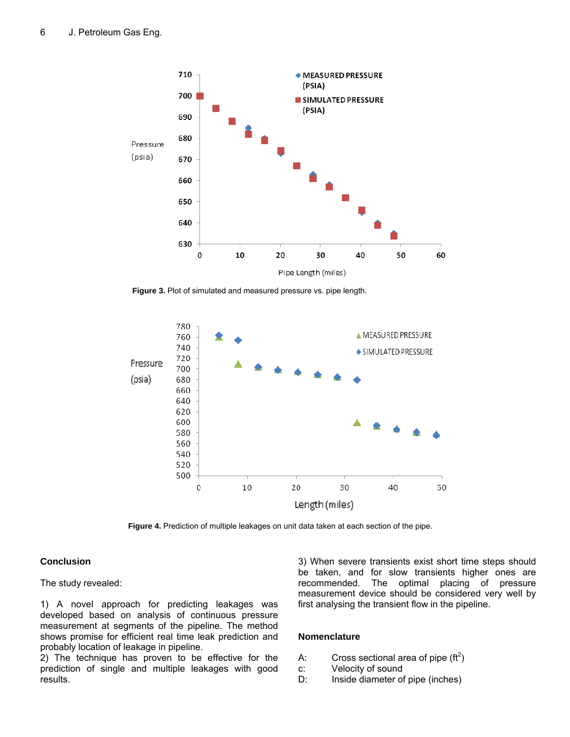Figure 3. Plot of simulated and measured pressure vs. pipe length.

Figure 4. Prediction of multiple leakages on unit data taken at each section of the pipe.

## Conclusion

The study revealed:

1) A novel approach for predicting leakages was developed based on analysis of continuous pressure measurement at segments of the pipeline. The method shows promise for efficient real time leak prediction and probably location of leakage in pipeline.

2) The technique has proven to be effective for the prediction of single and multiple leakages with good results.

3) When severe transients exist short time steps should be taken, and for slow transients higher ones are recommended. The optimal placing of pressure measurement device should be considered very well by first analysing the transient flow in the pipeline.

## Nomenclature

A: Cross sectional area of pipe ($ft^2$)
c: Velocity of sound
D: Inside diameter of pipe (inches)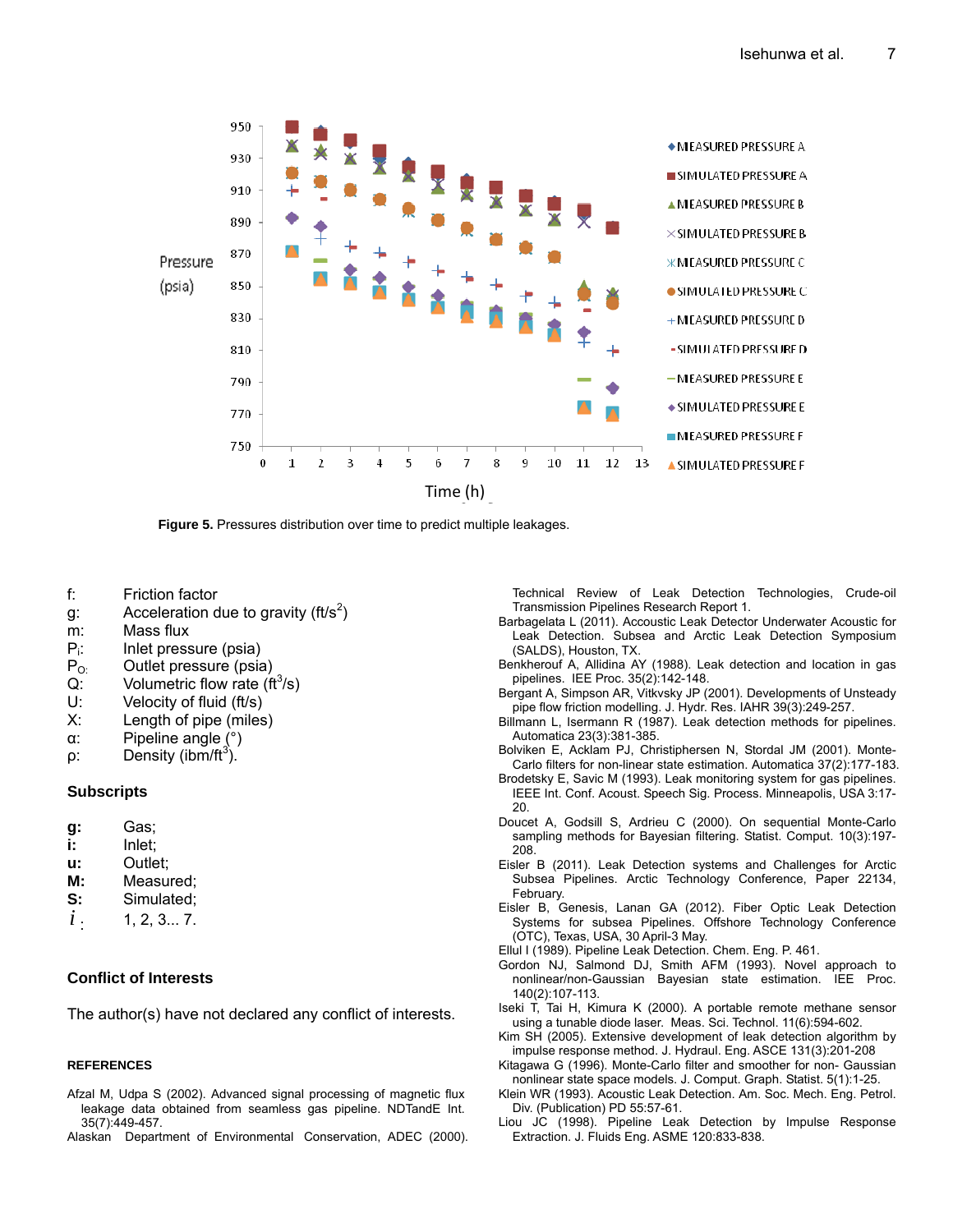Figure 5. Pressures distribution over time to predict multiple leakages.

f: Friction factor
g: Acceleration due to gravity (ft/s$^2$)
m: Mass flux
$P_i$: Inlet pressure (psia)
$P_O$: Outlet pressure (psia)
Q: Volumetric flow rate (ft$^3$/s)
U: Velocity of fluid (ft/s)
X: Length of pipe (miles)
α: Pipeline angle (°)
ρ: Density (ibm/ft$^3$).

### Subscripts

**g:** Gas;
**i:** Inlet;
**u:** Outlet;
**M:** Measured;
**S:** Simulated;
$i$ : 1, 2, 3... 7.

### Conflict of Interests

The author(s) have not declared any conflict of interests.

### REFERENCES

Afzal M, Udpa S (2002). Advanced signal processing of magnetic flux leakage data obtained from seamless gas pipeline. NDTandE Int. 35(7):449-457.

Alaskan Department of Environmental Conservation, ADEC (2000). Technical Review of Leak Detection Technologies, Crude-oil Transmission Pipelines Research Report 1.

Barbagelata L (2011). Accoustic Leak Detector Underwater Acoustic for Leak Detection. Subsea and Arctic Leak Detection Symposium (SALDS), Houston, TX.

Benkherouf A, Allidina AY (1988). Leak detection and location in gas pipelines. IEE Proc. 35(2):142-148.

Bergant A, Simpson AR, Vitkvsky JP (2001). Developments of Unsteady pipe flow friction modelling. J. Hydr. Res. IAHR 39(3):249-257.

Billmann L, Isermann R (1987). Leak detection methods for pipelines. Automatica 23(3):381-385.

Bolviken E, Acklam PJ, Christiphersen N, Stordal JM (2001). Monte-Carlo filters for non-linear state estimation. Automatica 37(2):177-183.

Brodetsky E, Savic M (1993). Leak monitoring system for gas pipelines. IEEE Int. Conf. Acoust. Speech Sig. Process. Minneapolis, USA 3:17-20.

Doucet A, Godsill S, Ardrieu C (2000). On sequential Monte-Carlo sampling methods for Bayesian filtering. Statist. Comput. 10(3):197-208.

Eisler B (2011). Leak Detection systems and Challenges for Arctic Subsea Pipelines. Arctic Technology Conference, Paper 22134, February.

Eisler B, Genesis, Lanan GA (2012). Fiber Optic Leak Detection Systems for subsea Pipelines. Offshore Technology Conference (OTC), Texas, USA, 30 April-3 May.

Ellul I (1989). Pipeline Leak Detection. Chem. Eng. P. 461.

Gordon NJ, Salmond DJ, Smith AFM (1993). Novel approach to nonlinear/non-Gaussian Bayesian state estimation. IEE Proc. 140(2):107-113.

Iseki T, Tai H, Kimura K (2000). A portable remote methane sensor using a tunable diode laser. Meas. Sci. Technol. 11(6):594-602.

Kim SH (2005). Extensive development of leak detection algorithm by impulse response method. J. Hydraul. Eng. ASCE 131(3):201-208

Kitagawa G (1996). Monte-Carlo filter and smoother for non- Gaussian nonlinear state space models. J. Comput. Graph. Statist. 5(1):1-25.

Klein WR (1993). Acoustic Leak Detection. Am. Soc. Mech. Eng. Petrol. Div. (Publication) PD 55:57-61.

Liou JC (1998). Pipeline Leak Detection by Impulse Response Extraction. J. Fluids Eng. ASME 120:833-838.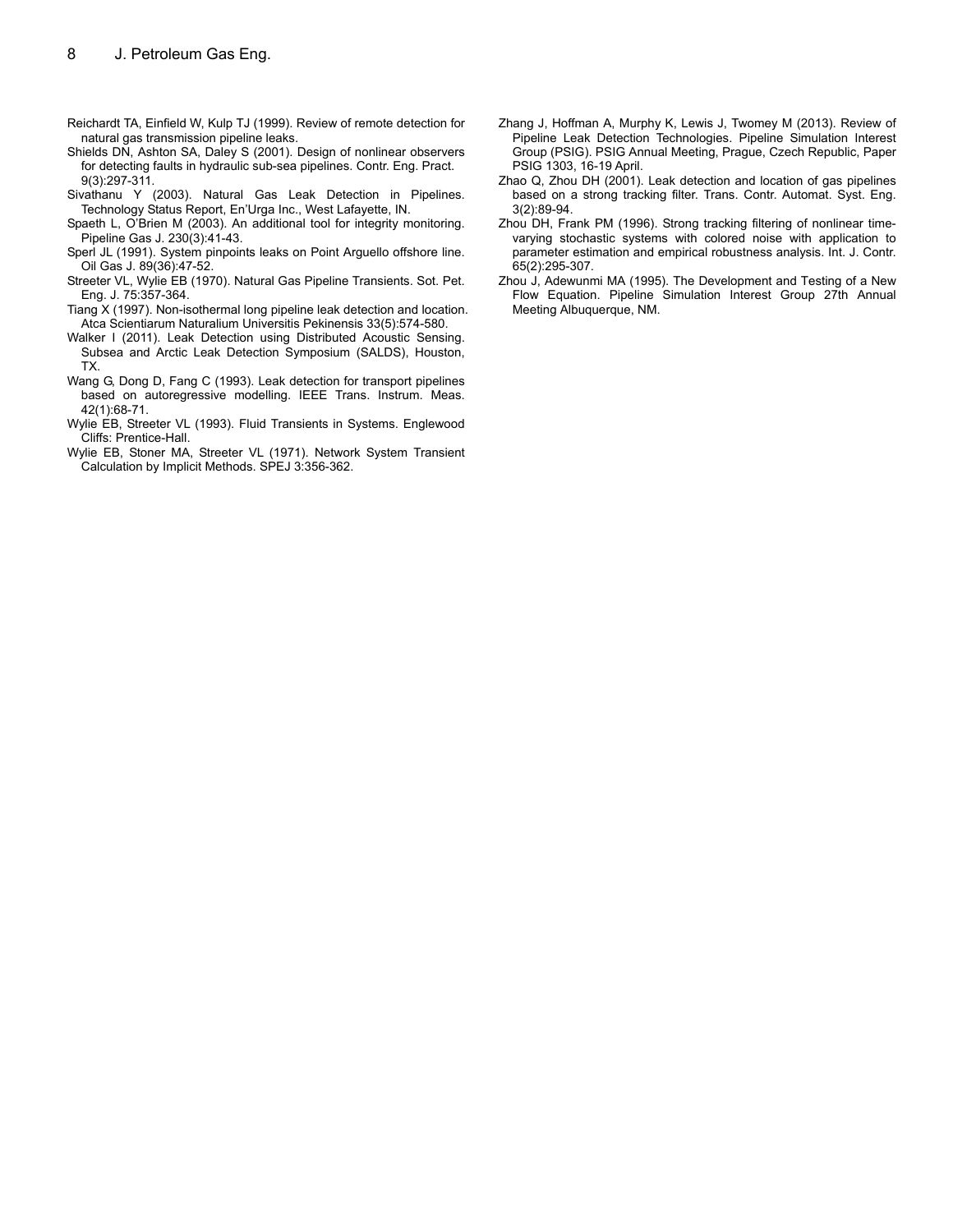Reichardt TA, Einfield W, Kulp TJ (1999). Review of remote detection for natural gas transmission pipeline leaks.

Shields DN, Ashton SA, Daley S (2001). Design of nonlinear observers for detecting faults in hydraulic sub-sea pipelines. Contr. Eng. Pract. 9(3):297-311.

Sivathanu Y (2003). Natural Gas Leak Detection in Pipelines. Technology Status Report, En'Urga Inc., West Lafayette, IN.

Spaeth L, O'Brien M (2003). An additional tool for integrity monitoring. Pipeline Gas J. 230(3):41-43.

Sperl JL (1991). System pinpoints leaks on Point Arguello offshore line. Oil Gas J. 89(36):47-52.

Streeter VL, Wylie EB (1970). Natural Gas Pipeline Transients. Sot. Pet. Eng. J. 75:357-364.

Tiang X (1997). Non-isothermal long pipeline leak detection and location. Atca Scientiarum Naturalium Universitis Pekinensis 33(5):574-580.

Walker I (2011). Leak Detection using Distributed Acoustic Sensing. Subsea and Arctic Leak Detection Symposium (SALDS), Houston, TX.

Wang G, Dong D, Fang C (1993). Leak detection for transport pipelines based on autoregressive modelling. IEEE Trans. Instrum. Meas. 42(1):68-71.

Wylie EB, Streeter VL (1993). Fluid Transients in Systems. Englewood Cliffs: Prentice-Hall.

Wylie EB, Stoner MA, Streeter VL (1971). Network System Transient Calculation by Implicit Methods. SPEJ 3:356-362.

Zhang J, Hoffman A, Murphy K, Lewis J, Twomey M (2013). Review of Pipeline Leak Detection Technologies. Pipeline Simulation Interest Group (PSIG). PSIG Annual Meeting, Prague, Czech Republic, Paper PSIG 1303, 16-19 April.

Zhao Q, Zhou DH (2001). Leak detection and location of gas pipelines based on a strong tracking filter. Trans. Contr. Automat. Syst. Eng. 3(2):89-94.

Zhou DH, Frank PM (1996). Strong tracking filtering of nonlinear time-varying stochastic systems with colored noise with application to parameter estimation and empirical robustness analysis. Int. J. Contr. 65(2):295-307.

Zhou J, Adewunmi MA (1995). The Development and Testing of a New Flow Equation. Pipeline Simulation Interest Group 27th Annual Meeting Albuquerque, NM.